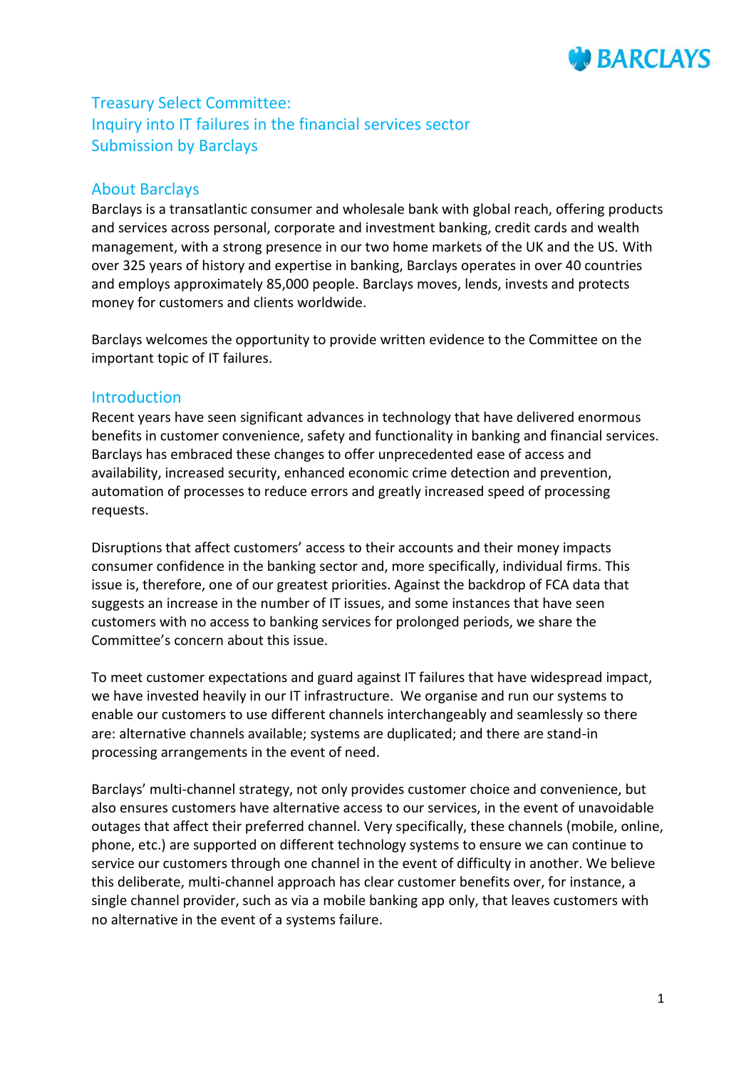# Treasury Select Committee: Inquiry into IT failures in the financial services sector Submission by Barclays

## About Barclays

Barclays is a transatlantic consumer and wholesale bank with global reach, offering products and services across personal, corporate and investment banking, credit cards and wealth management, with a strong presence in our two home markets of the UK and the US. With over 325 years of history and expertise in banking, Barclays operates in over 40 countries and employs approximately 85,000 people. Barclays moves, lends, invests and protects money for customers and clients worldwide.

Barclays welcomes the opportunity to provide written evidence to the Committee on the important topic of IT failures.

## Introduction

Recent years have seen significant advances in technology that have delivered enormous benefits in customer convenience, safety and functionality in banking and financial services. Barclays has embraced these changes to offer unprecedented ease of access and availability, increased security, enhanced economic crime detection and prevention, automation of processes to reduce errors and greatly increased speed of processing requests.

Disruptions that affect customers' access to their accounts and their money impacts consumer confidence in the banking sector and, more specifically, individual firms. This issue is, therefore, one of our greatest priorities. Against the backdrop of FCA data that suggests an increase in the number of IT issues, and some instances that have seen customers with no access to banking services for prolonged periods, we share the Committee's concern about this issue.

To meet customer expectations and guard against IT failures that have widespread impact, we have invested heavily in our IT infrastructure. We organise and run our systems to enable our customers to use different channels interchangeably and seamlessly so there are: alternative channels available; systems are duplicated; and there are stand-in processing arrangements in the event of need.

Barclays' multi-channel strategy, not only provides customer choice and convenience, but also ensures customers have alternative access to our services, in the event of unavoidable outages that affect their preferred channel. Very specifically, these channels (mobile, online, phone, etc.) are supported on different technology systems to ensure we can continue to service our customers through one channel in the event of difficulty in another. We believe this deliberate, multi-channel approach has clear customer benefits over, for instance, a single channel provider, such as via a mobile banking app only, that leaves customers with no alternative in the event of a systems failure.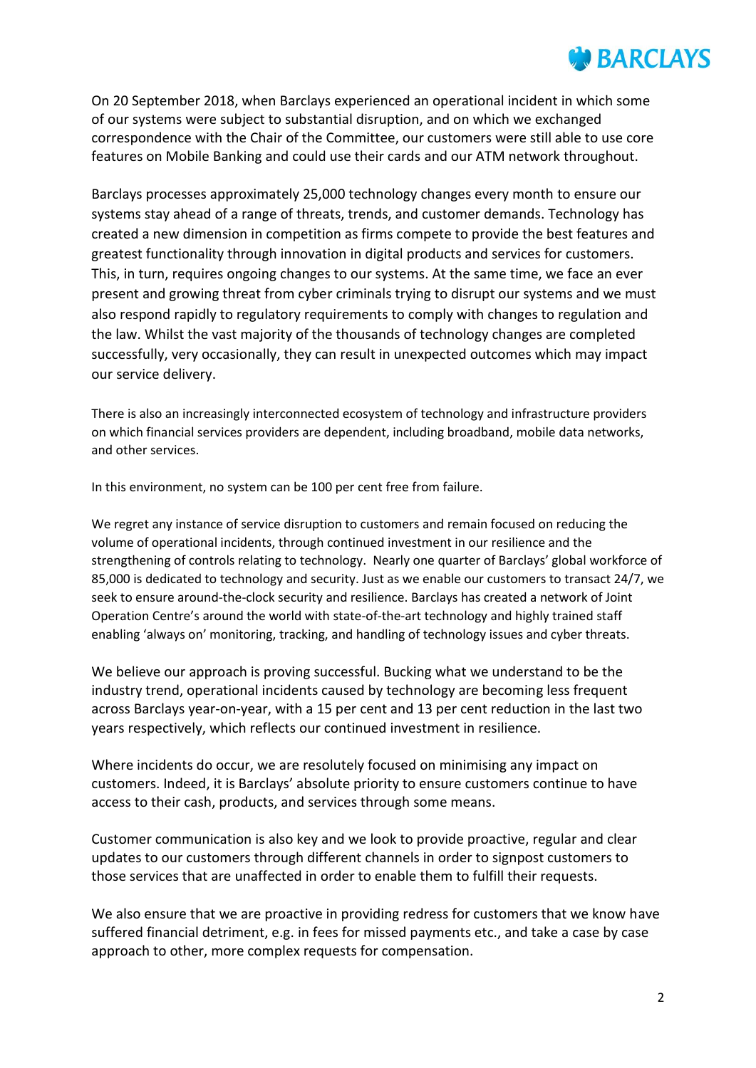On 20 September 2018, when Barclays experienced an operational incident in which some of our systems were subject to substantial disruption, and on which we exchanged correspondence with the Chair of the Committee, our customers were still able to use core features on Mobile Banking and could use their cards and our ATM network throughout.

Barclays processes approximately 25,000 technology changes every month to ensure our systems stay ahead of a range of threats, trends, and customer demands. Technology has created a new dimension in competition as firms compete to provide the best features and greatest functionality through innovation in digital products and services for customers. This, in turn, requires ongoing changes to our systems. At the same time, we face an ever present and growing threat from cyber criminals trying to disrupt our systems and we must also respond rapidly to regulatory requirements to comply with changes to regulation and the law. Whilst the vast majority of the thousands of technology changes are completed successfully, very occasionally, they can result in unexpected outcomes which may impact our service delivery.

There is also an increasingly interconnected ecosystem of technology and infrastructure providers on which financial services providers are dependent, including broadband, mobile data networks, and other services.

In this environment, no system can be 100 per cent free from failure.

We regret any instance of service disruption to customers and remain focused on reducing the volume of operational incidents, through continued investment in our resilience and the strengthening of controls relating to technology. Nearly one quarter of Barclays' global workforce of 85,000 is dedicated to technology and security. Just as we enable our customers to transact 24/7, we seek to ensure around-the-clock security and resilience. Barclays has created a network of Joint Operation Centre's around the world with state-of-the-art technology and highly trained staff enabling 'always on' monitoring, tracking, and handling of technology issues and cyber threats.

We believe our approach is proving successful. Bucking what we understand to be the industry trend, operational incidents caused by technology are becoming less frequent across Barclays year-on-year, with a 15 per cent and 13 per cent reduction in the last two years respectively, which reflects our continued investment in resilience.

Where incidents do occur, we are resolutely focused on minimising any impact on customers. Indeed, it is Barclays' absolute priority to ensure customers continue to have access to their cash, products, and services through some means.

Customer communication is also key and we look to provide proactive, regular and clear updates to our customers through different channels in order to signpost customers to those services that are unaffected in order to enable them to fulfill their requests.

We also ensure that we are proactive in providing redress for customers that we know have suffered financial detriment, e.g. in fees for missed payments etc., and take a case by case approach to other, more complex requests for compensation.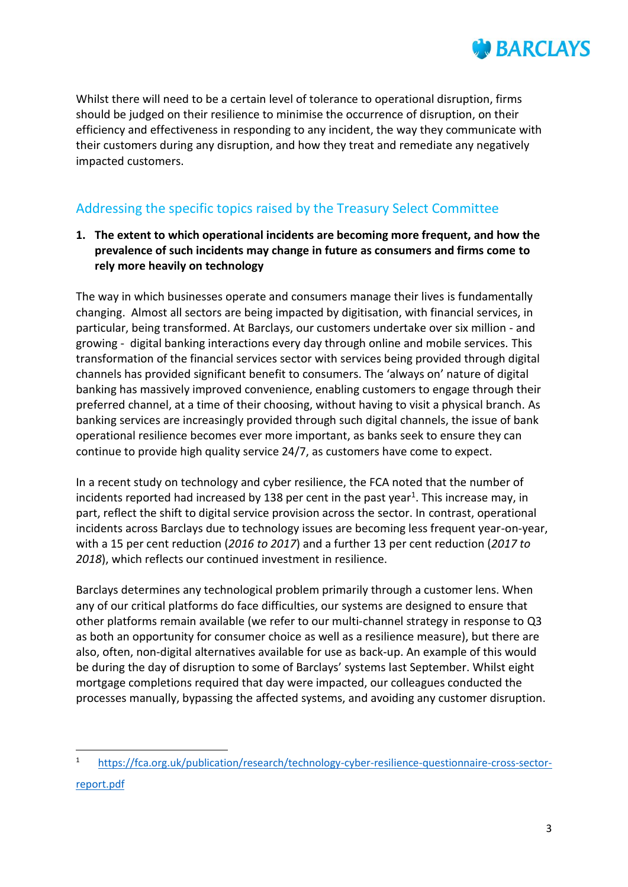Whilst there will need to be a certain level of tolerance to operational disruption, firms should be judged on their resilience to minimise the occurrence of disruption, on their efficiency and effectiveness in responding to any incident, the way they communicate with their customers during any disruption, and how they treat and remediate any negatively impacted customers.

## Addressing the specific topics raised by the Treasury Select Committee

1. **The extent to which operational incidents are becoming more frequent, and how the prevalence of such incidents may change in future as consumers and firms come to rely more heavily on technology**

The way in which businesses operate and consumers manage their lives is fundamentally changing. Almost all sectors are being impacted by digitisation, with financial services, in particular, being transformed. At Barclays, our customers undertake over six million - and growing - digital banking interactions every day through online and mobile services. This transformation of the financial services sector with services being provided through digital channels has provided significant benefit to consumers. The 'always on' nature of digital banking has massively improved convenience, enabling customers to engage through their preferred channel, at a time of their choosing, without having to visit a physical branch. As banking services are increasingly provided through such digital channels, the issue of bank operational resilience becomes ever more important, as banks seek to ensure they can continue to provide high quality service 24/7, as customers have come to expect.

In a recent study on technology and cyber resilience, the FCA noted that the number of incidents reported had increased by 138 per cent in the past year[1]. This increase may, in part, reflect the shift to digital service provision across the sector. In contrast, operational incidents across Barclays due to technology issues are becoming less frequent year-on-year, with a 15 per cent reduction (*2016 to 2017*) and a further 13 per cent reduction (*2017 to 2018*), which reflects our continued investment in resilience.

Barclays determines any technological problem primarily through a customer lens. When any of our critical platforms do face difficulties, our systems are designed to ensure that other platforms remain available (we refer to our multi-channel strategy in response to Q3 as both an opportunity for consumer choice as well as a resilience measure), but there are also, often, non-digital alternatives available for use as back-up. An example of this would be during the day of disruption to some of Barclays' systems last September. Whilst eight mortgage completions required that day were impacted, our colleagues conducted the processes manually, bypassing the affected systems, and avoiding any customer disruption.

---

[1] https://fca.org.uk/publication/research/technology-cyber-resilience-questionnaire-cross-sector-report.pdf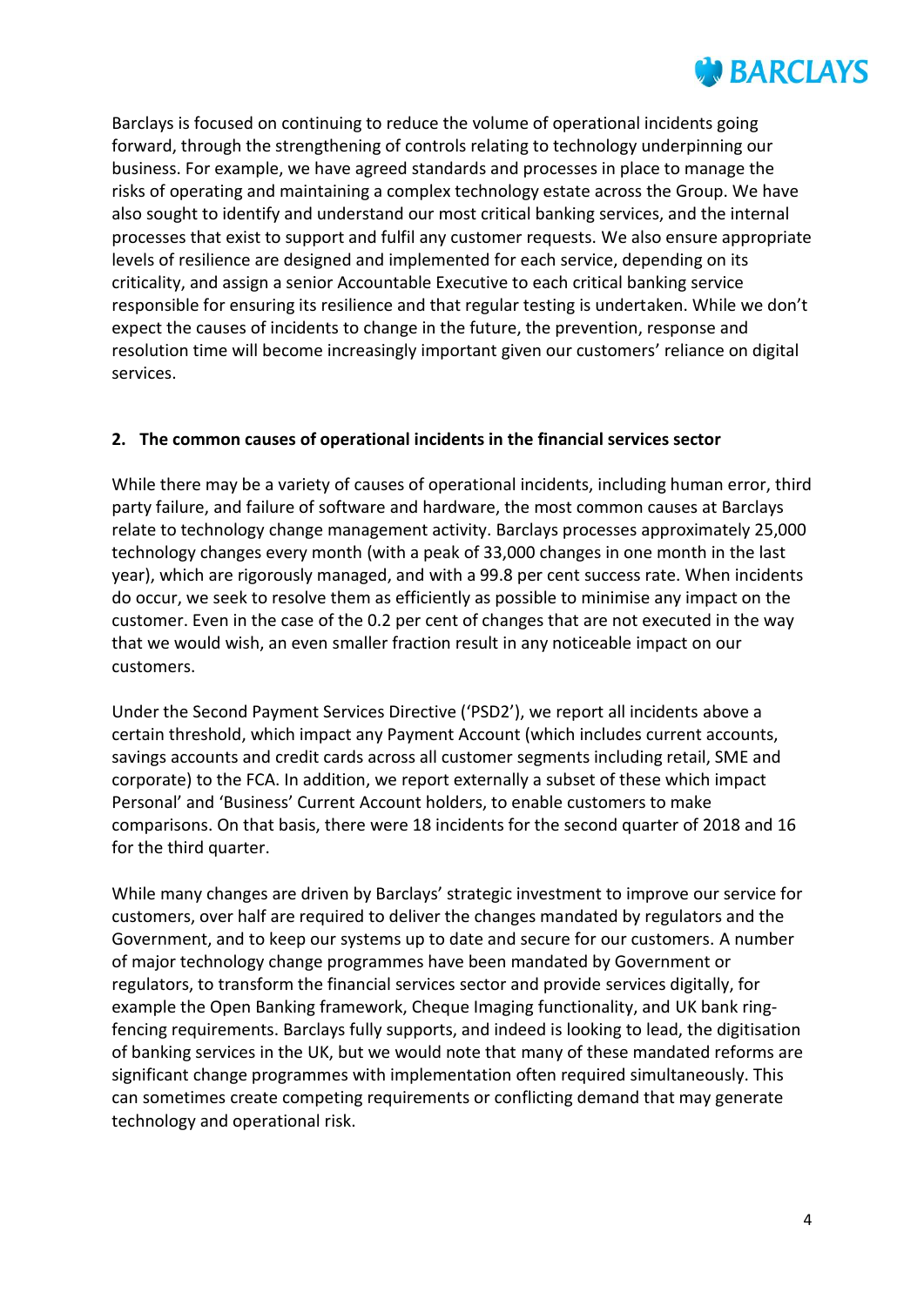Barclays is focused on continuing to reduce the volume of operational incidents going forward, through the strengthening of controls relating to technology underpinning our business. For example, we have agreed standards and processes in place to manage the risks of operating and maintaining a complex technology estate across the Group. We have also sought to identify and understand our most critical banking services, and the internal processes that exist to support and fulfil any customer requests. We also ensure appropriate levels of resilience are designed and implemented for each service, depending on its criticality, and assign a senior Accountable Executive to each critical banking service responsible for ensuring its resilience and that regular testing is undertaken. While we don't expect the causes of incidents to change in the future, the prevention, response and resolution time will become increasingly important given our customers' reliance on digital services.

## 2. The common causes of operational incidents in the financial services sector

While there may be a variety of causes of operational incidents, including human error, third party failure, and failure of software and hardware, the most common causes at Barclays relate to technology change management activity. Barclays processes approximately 25,000 technology changes every month (with a peak of 33,000 changes in one month in the last year), which are rigorously managed, and with a 99.8 per cent success rate. When incidents do occur, we seek to resolve them as efficiently as possible to minimise any impact on the customer. Even in the case of the 0.2 per cent of changes that are not executed in the way that we would wish, an even smaller fraction result in any noticeable impact on our customers.

Under the Second Payment Services Directive ('PSD2'), we report all incidents above a certain threshold, which impact any Payment Account (which includes current accounts, savings accounts and credit cards across all customer segments including retail, SME and corporate) to the FCA. In addition, we report externally a subset of these which impact Personal' and 'Business' Current Account holders, to enable customers to make comparisons. On that basis, there were 18 incidents for the second quarter of 2018 and 16 for the third quarter.

While many changes are driven by Barclays' strategic investment to improve our service for customers, over half are required to deliver the changes mandated by regulators and the Government, and to keep our systems up to date and secure for our customers. A number of major technology change programmes have been mandated by Government or regulators, to transform the financial services sector and provide services digitally, for example the Open Banking framework, Cheque Imaging functionality, and UK bank ring-fencing requirements. Barclays fully supports, and indeed is looking to lead, the digitisation of banking services in the UK, but we would note that many of these mandated reforms are significant change programmes with implementation often required simultaneously. This can sometimes create competing requirements or conflicting demand that may generate technology and operational risk.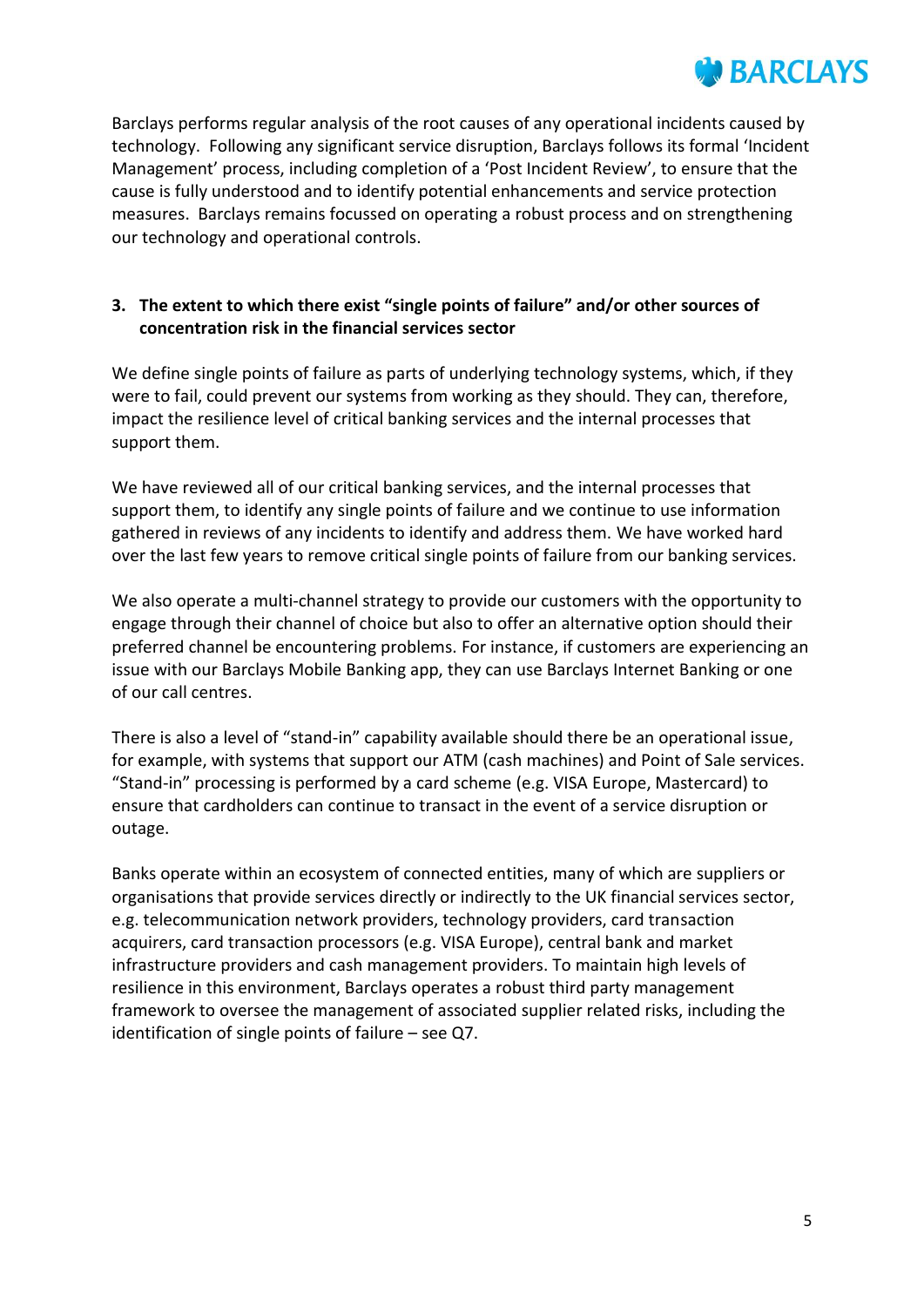Barclays performs regular analysis of the root causes of any operational incidents caused by technology. Following any significant service disruption, Barclays follows its formal 'Incident Management' process, including completion of a 'Post Incident Review', to ensure that the cause is fully understood and to identify potential enhancements and service protection measures. Barclays remains focussed on operating a robust process and on strengthening our technology and operational controls.

### 3. The extent to which there exist "single points of failure" and/or other sources of concentration risk in the financial services sector

We define single points of failure as parts of underlying technology systems, which, if they were to fail, could prevent our systems from working as they should. They can, therefore, impact the resilience level of critical banking services and the internal processes that support them.

We have reviewed all of our critical banking services, and the internal processes that support them, to identify any single points of failure and we continue to use information gathered in reviews of any incidents to identify and address them. We have worked hard over the last few years to remove critical single points of failure from our banking services.

We also operate a multi-channel strategy to provide our customers with the opportunity to engage through their channel of choice but also to offer an alternative option should their preferred channel be encountering problems. For instance, if customers are experiencing an issue with our Barclays Mobile Banking app, they can use Barclays Internet Banking or one of our call centres.

There is also a level of "stand-in" capability available should there be an operational issue, for example, with systems that support our ATM (cash machines) and Point of Sale services. "Stand-in" processing is performed by a card scheme (e.g. VISA Europe, Mastercard) to ensure that cardholders can continue to transact in the event of a service disruption or outage.

Banks operate within an ecosystem of connected entities, many of which are suppliers or organisations that provide services directly or indirectly to the UK financial services sector, e.g. telecommunication network providers, technology providers, card transaction acquirers, card transaction processors (e.g. VISA Europe), central bank and market infrastructure providers and cash management providers. To maintain high levels of resilience in this environment, Barclays operates a robust third party management framework to oversee the management of associated supplier related risks, including the identification of single points of failure – see Q7.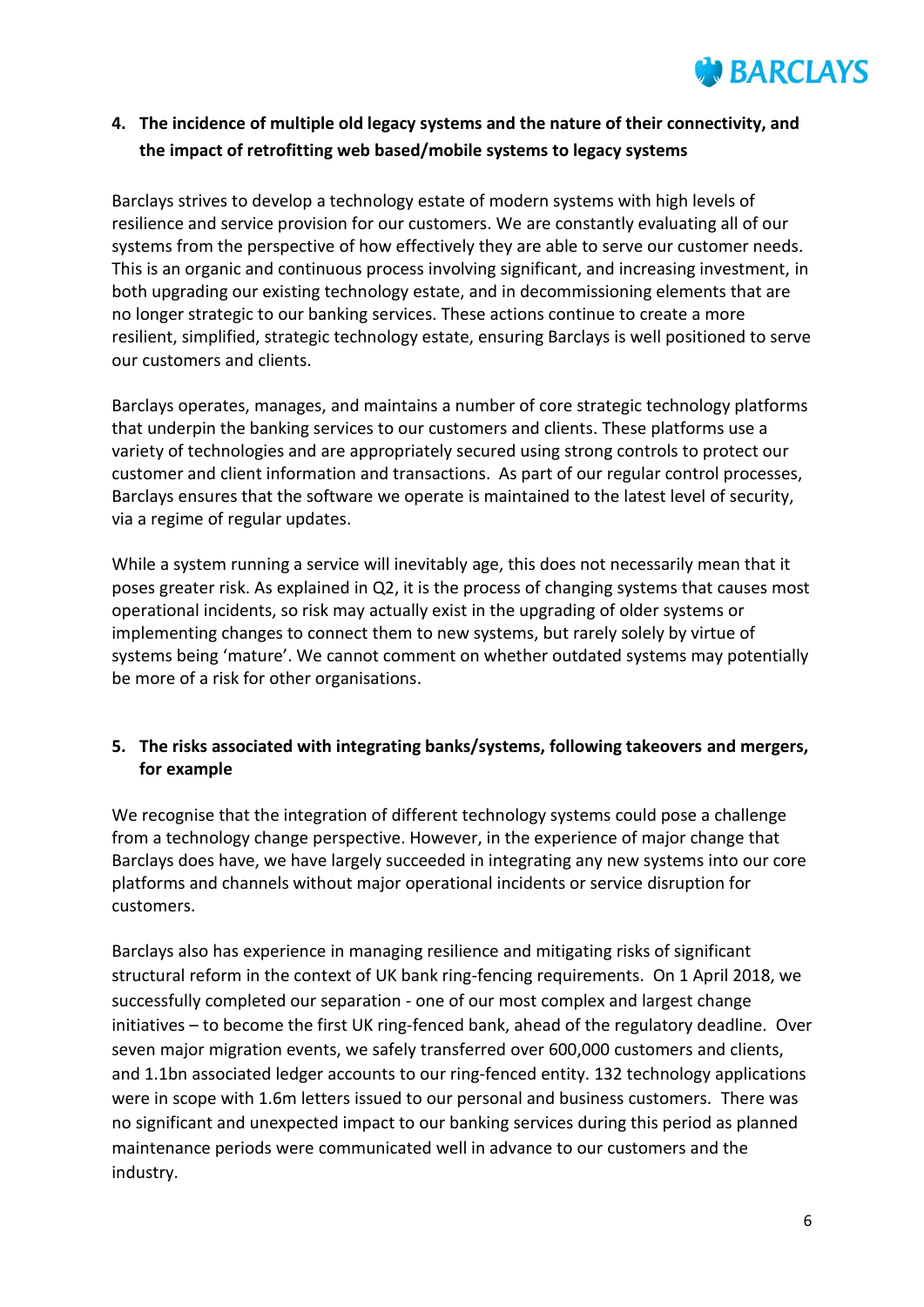## 4. The incidence of multiple old legacy systems and the nature of their connectivity, and the impact of retrofitting web based/mobile systems to legacy systems

Barclays strives to develop a technology estate of modern systems with high levels of resilience and service provision for our customers. We are constantly evaluating all of our systems from the perspective of how effectively they are able to serve our customer needs. This is an organic and continuous process involving significant, and increasing investment, in both upgrading our existing technology estate, and in decommissioning elements that are no longer strategic to our banking services. These actions continue to create a more resilient, simplified, strategic technology estate, ensuring Barclays is well positioned to serve our customers and clients.

Barclays operates, manages, and maintains a number of core strategic technology platforms that underpin the banking services to our customers and clients. These platforms use a variety of technologies and are appropriately secured using strong controls to protect our customer and client information and transactions. As part of our regular control processes, Barclays ensures that the software we operate is maintained to the latest level of security, via a regime of regular updates.

While a system running a service will inevitably age, this does not necessarily mean that it poses greater risk. As explained in Q2, it is the process of changing systems that causes most operational incidents, so risk may actually exist in the upgrading of older systems or implementing changes to connect them to new systems, but rarely solely by virtue of systems being 'mature'. We cannot comment on whether outdated systems may potentially be more of a risk for other organisations.

## 5. The risks associated with integrating banks/systems, following takeovers and mergers, for example

We recognise that the integration of different technology systems could pose a challenge from a technology change perspective. However, in the experience of major change that Barclays does have, we have largely succeeded in integrating any new systems into our core platforms and channels without major operational incidents or service disruption for customers.

Barclays also has experience in managing resilience and mitigating risks of significant structural reform in the context of UK bank ring-fencing requirements. On 1 April 2018, we successfully completed our separation - one of our most complex and largest change initiatives – to become the first UK ring-fenced bank, ahead of the regulatory deadline. Over seven major migration events, we safely transferred over 600,000 customers and clients, and 1.1bn associated ledger accounts to our ring-fenced entity. 132 technology applications were in scope with 1.6m letters issued to our personal and business customers. There was no significant and unexpected impact to our banking services during this period as planned maintenance periods were communicated well in advance to our customers and the industry.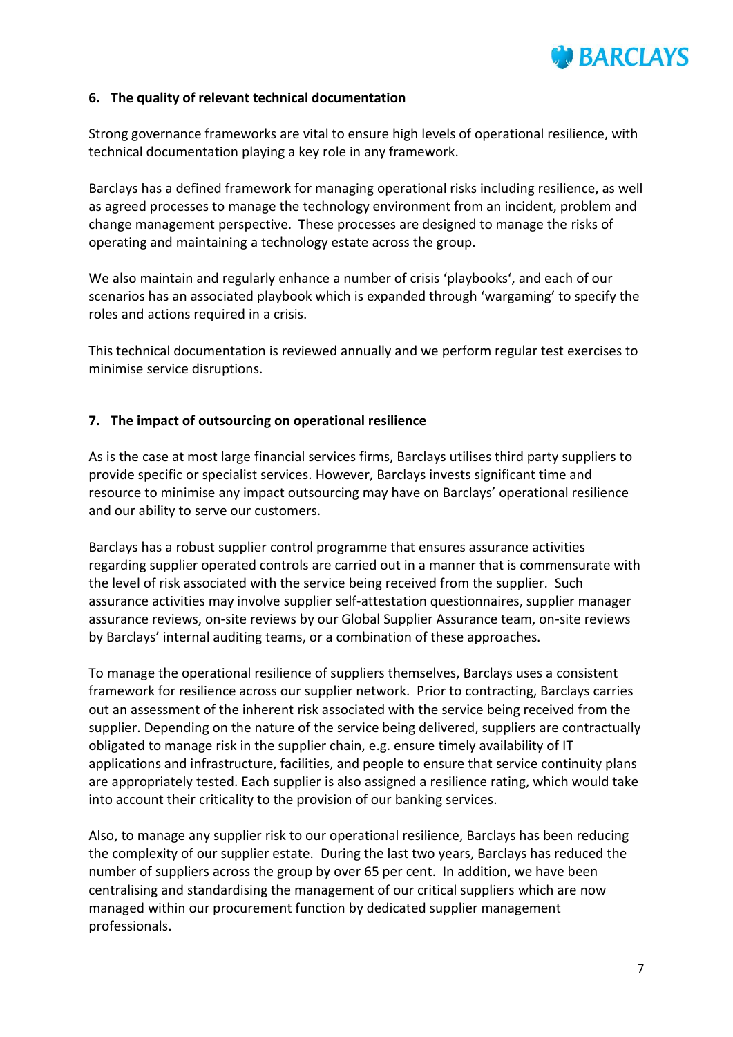## 6. The quality of relevant technical documentation

Strong governance frameworks are vital to ensure high levels of operational resilience, with technical documentation playing a key role in any framework.

Barclays has a defined framework for managing operational risks including resilience, as well as agreed processes to manage the technology environment from an incident, problem and change management perspective. These processes are designed to manage the risks of operating and maintaining a technology estate across the group.

We also maintain and regularly enhance a number of crisis 'playbooks', and each of our scenarios has an associated playbook which is expanded through 'wargaming' to specify the roles and actions required in a crisis.

This technical documentation is reviewed annually and we perform regular test exercises to minimise service disruptions.

## 7. The impact of outsourcing on operational resilience

As is the case at most large financial services firms, Barclays utilises third party suppliers to provide specific or specialist services. However, Barclays invests significant time and resource to minimise any impact outsourcing may have on Barclays' operational resilience and our ability to serve our customers.

Barclays has a robust supplier control programme that ensures assurance activities regarding supplier operated controls are carried out in a manner that is commensurate with the level of risk associated with the service being received from the supplier. Such assurance activities may involve supplier self-attestation questionnaires, supplier manager assurance reviews, on-site reviews by our Global Supplier Assurance team, on-site reviews by Barclays' internal auditing teams, or a combination of these approaches.

To manage the operational resilience of suppliers themselves, Barclays uses a consistent framework for resilience across our supplier network. Prior to contracting, Barclays carries out an assessment of the inherent risk associated with the service being received from the supplier. Depending on the nature of the service being delivered, suppliers are contractually obligated to manage risk in the supplier chain, e.g. ensure timely availability of IT applications and infrastructure, facilities, and people to ensure that service continuity plans are appropriately tested. Each supplier is also assigned a resilience rating, which would take into account their criticality to the provision of our banking services.

Also, to manage any supplier risk to our operational resilience, Barclays has been reducing the complexity of our supplier estate. During the last two years, Barclays has reduced the number of suppliers across the group by over 65 per cent. In addition, we have been centralising and standardising the management of our critical suppliers which are now managed within our procurement function by dedicated supplier management professionals.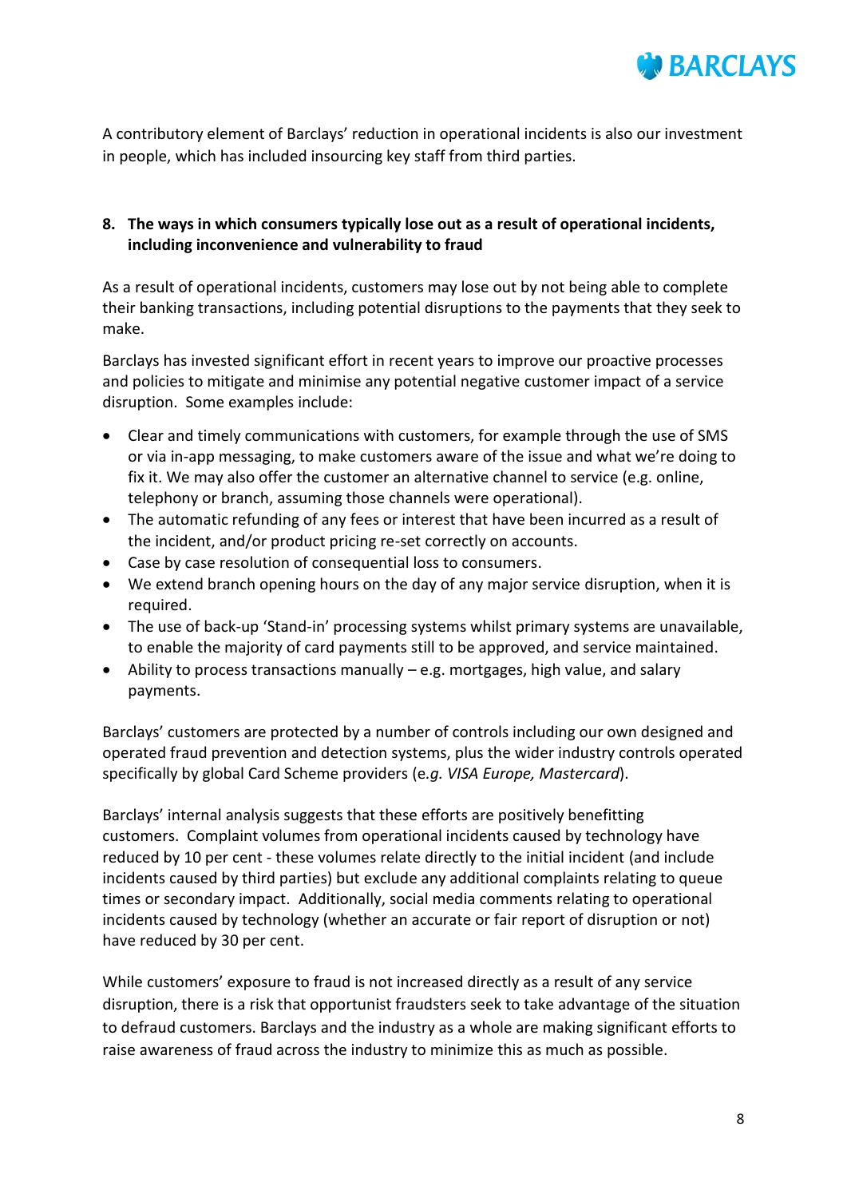A contributory element of Barclays' reduction in operational incidents is also our investment in people, which has included insourcing key staff from third parties.

**8. The ways in which consumers typically lose out as a result of operational incidents, including inconvenience and vulnerability to fraud**

As a result of operational incidents, customers may lose out by not being able to complete their banking transactions, including potential disruptions to the payments that they seek to make.

Barclays has invested significant effort in recent years to improve our proactive processes and policies to mitigate and minimise any potential negative customer impact of a service disruption. Some examples include:

- Clear and timely communications with customers, for example through the use of SMS or via in-app messaging, to make customers aware of the issue and what we're doing to fix it. We may also offer the customer an alternative channel to service (e.g. online, telephony or branch, assuming those channels were operational).
- The automatic refunding of any fees or interest that have been incurred as a result of the incident, and/or product pricing re-set correctly on accounts.
- Case by case resolution of consequential loss to consumers.
- We extend branch opening hours on the day of any major service disruption, when it is required.
- The use of back-up 'Stand-in' processing systems whilst primary systems are unavailable, to enable the majority of card payments still to be approved, and service maintained.
- Ability to process transactions manually – e.g. mortgages, high value, and salary payments.

Barclays' customers are protected by a number of controls including our own designed and operated fraud prevention and detection systems, plus the wider industry controls operated specifically by global Card Scheme providers (e*.g. VISA Europe, Mastercard*).

Barclays' internal analysis suggests that these efforts are positively benefitting customers. Complaint volumes from operational incidents caused by technology have reduced by 10 per cent - these volumes relate directly to the initial incident (and include incidents caused by third parties) but exclude any additional complaints relating to queue times or secondary impact. Additionally, social media comments relating to operational incidents caused by technology (whether an accurate or fair report of disruption or not) have reduced by 30 per cent.

While customers' exposure to fraud is not increased directly as a result of any service disruption, there is a risk that opportunist fraudsters seek to take advantage of the situation to defraud customers. Barclays and the industry as a whole are making significant efforts to raise awareness of fraud across the industry to minimize this as much as possible.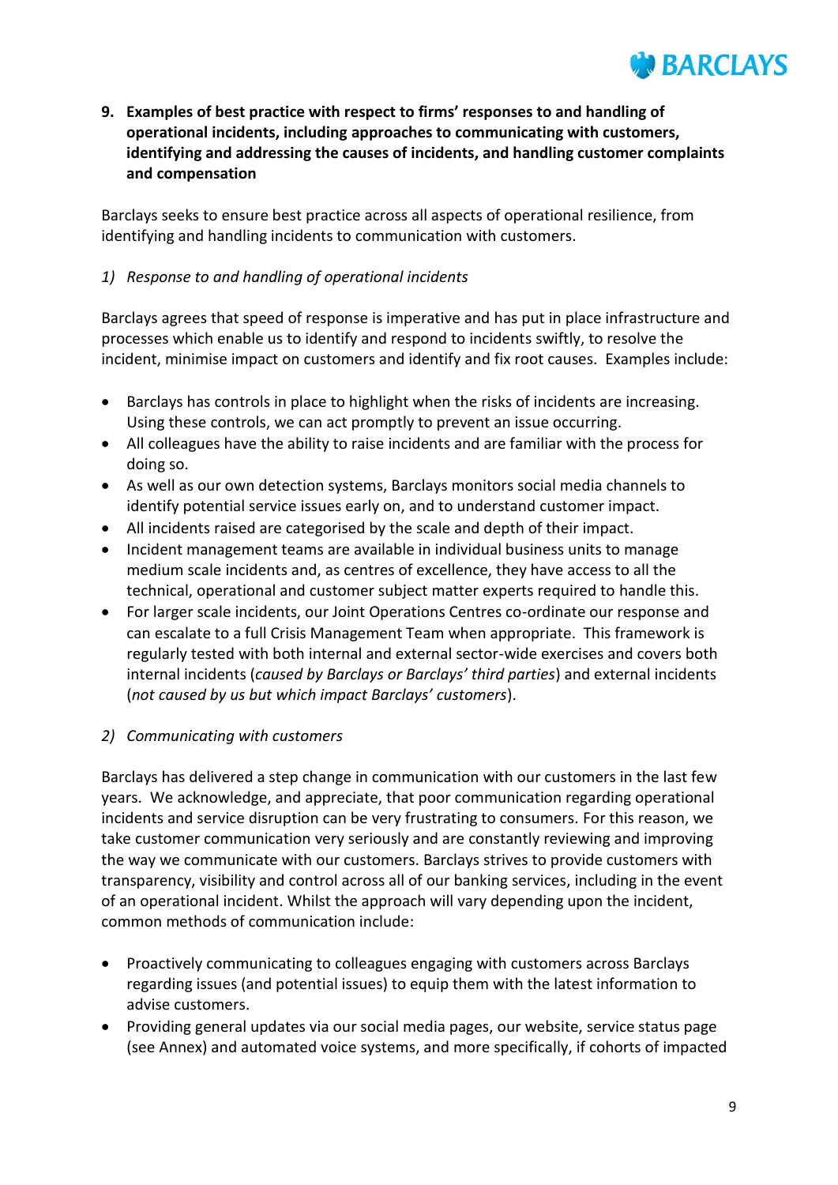**9. Examples of best practice with respect to firms' responses to and handling of operational incidents, including approaches to communicating with customers, identifying and addressing the causes of incidents, and handling customer complaints and compensation**

Barclays seeks to ensure best practice across all aspects of operational resilience, from identifying and handling incidents to communication with customers.

*1) Response to and handling of operational incidents*

Barclays agrees that speed of response is imperative and has put in place infrastructure and processes which enable us to identify and respond to incidents swiftly, to resolve the incident, minimise impact on customers and identify and fix root causes. Examples include:

- Barclays has controls in place to highlight when the risks of incidents are increasing. Using these controls, we can act promptly to prevent an issue occurring.
- All colleagues have the ability to raise incidents and are familiar with the process for doing so.
- As well as our own detection systems, Barclays monitors social media channels to identify potential service issues early on, and to understand customer impact.
- All incidents raised are categorised by the scale and depth of their impact.
- Incident management teams are available in individual business units to manage medium scale incidents and, as centres of excellence, they have access to all the technical, operational and customer subject matter experts required to handle this.
- For larger scale incidents, our Joint Operations Centres co-ordinate our response and can escalate to a full Crisis Management Team when appropriate. This framework is regularly tested with both internal and external sector-wide exercises and covers both internal incidents (*caused by Barclays or Barclays' third parties*) and external incidents (*not caused by us but which impact Barclays' customers*).

*2) Communicating with customers*

Barclays has delivered a step change in communication with our customers in the last few years. We acknowledge, and appreciate, that poor communication regarding operational incidents and service disruption can be very frustrating to consumers. For this reason, we take customer communication very seriously and are constantly reviewing and improving the way we communicate with our customers. Barclays strives to provide customers with transparency, visibility and control across all of our banking services, including in the event of an operational incident. Whilst the approach will vary depending upon the incident, common methods of communication include:

- Proactively communicating to colleagues engaging with customers across Barclays regarding issues (and potential issues) to equip them with the latest information to advise customers.
- Providing general updates via our social media pages, our website, service status page (see Annex) and automated voice systems, and more specifically, if cohorts of impacted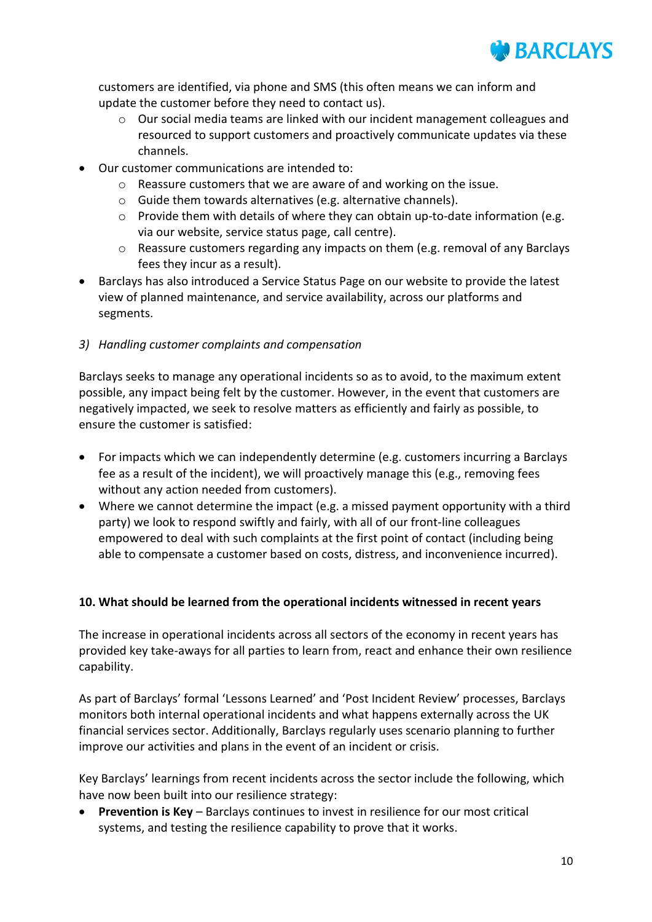customers are identified, via phone and SMS (this often means we can inform and update the customer before they need to contact us).
    - Our social media teams are linked with our incident management colleagues and resourced to support customers and proactively communicate updates via these channels.
- Our customer communications are intended to:
    - Reassure customers that we are aware of and working on the issue.
    - Guide them towards alternatives (e.g. alternative channels).
    - Provide them with details of where they can obtain up-to-date information (e.g. via our website, service status page, call centre).
    - Reassure customers regarding any impacts on them (e.g. removal of any Barclays fees they incur as a result).
- Barclays has also introduced a Service Status Page on our website to provide the latest view of planned maintenance, and service availability, across our platforms and segments.

*3) Handling customer complaints and compensation*

Barclays seeks to manage any operational incidents so as to avoid, to the maximum extent possible, any impact being felt by the customer. However, in the event that customers are negatively impacted, we seek to resolve matters as efficiently and fairly as possible, to ensure the customer is satisfied:

- For impacts which we can independently determine (e.g. customers incurring a Barclays fee as a result of the incident), we will proactively manage this (e.g., removing fees without any action needed from customers).
- Where we cannot determine the impact (e.g. a missed payment opportunity with a third party) we look to respond swiftly and fairly, with all of our front-line colleagues empowered to deal with such complaints at the first point of contact (including being able to compensate a customer based on costs, distress, and inconvenience incurred).

**10. What should be learned from the operational incidents witnessed in recent years**

The increase in operational incidents across all sectors of the economy in recent years has provided key take-aways for all parties to learn from, react and enhance their own resilience capability.

As part of Barclays' formal 'Lessons Learned' and 'Post Incident Review' processes, Barclays monitors both internal operational incidents and what happens externally across the UK financial services sector. Additionally, Barclays regularly uses scenario planning to further improve our activities and plans in the event of an incident or crisis.

Key Barclays' learnings from recent incidents across the sector include the following, which have now been built into our resilience strategy:

- **Prevention is Key** – Barclays continues to invest in resilience for our most critical systems, and testing the resilience capability to prove that it works.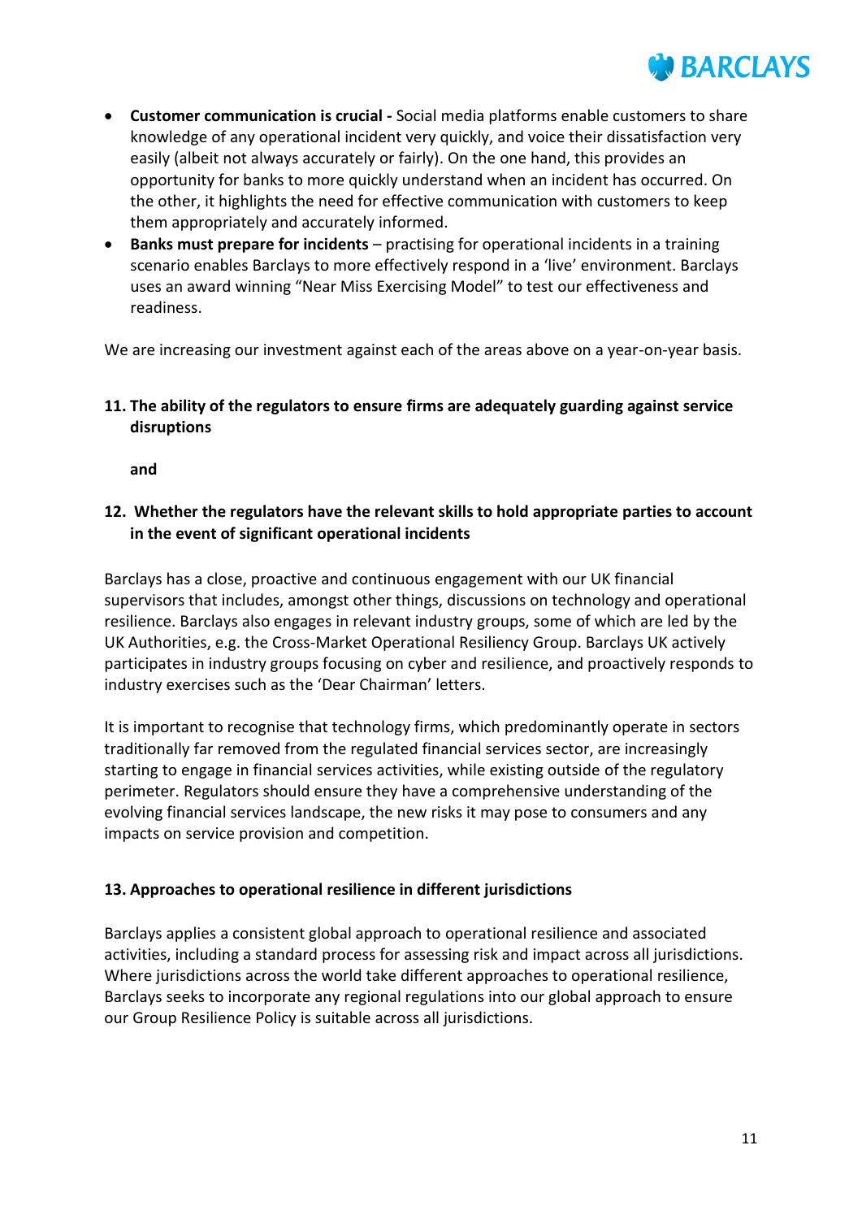- **Customer communication is crucial -** Social media platforms enable customers to share knowledge of any operational incident very quickly, and voice their dissatisfaction very easily (albeit not always accurately or fairly). On the one hand, this provides an opportunity for banks to more quickly understand when an incident has occurred. On the other, it highlights the need for effective communication with customers to keep them appropriately and accurately informed.
- **Banks must prepare for incidents** – practising for operational incidents in a training scenario enables Barclays to more effectively respond in a 'live' environment. Barclays uses an award winning "Near Miss Exercising Model" to test our effectiveness and readiness.

We are increasing our investment against each of the areas above on a year-on-year basis.

**11. The ability of the regulators to ensure firms are adequately guarding against service disruptions**

**and**

**12. Whether the regulators have the relevant skills to hold appropriate parties to account in the event of significant operational incidents**

Barclays has a close, proactive and continuous engagement with our UK financial supervisors that includes, amongst other things, discussions on technology and operational resilience. Barclays also engages in relevant industry groups, some of which are led by the UK Authorities, e.g. the Cross-Market Operational Resiliency Group. Barclays UK actively participates in industry groups focusing on cyber and resilience, and proactively responds to industry exercises such as the 'Dear Chairman' letters.

It is important to recognise that technology firms, which predominantly operate in sectors traditionally far removed from the regulated financial services sector, are increasingly starting to engage in financial services activities, while existing outside of the regulatory perimeter. Regulators should ensure they have a comprehensive understanding of the evolving financial services landscape, the new risks it may pose to consumers and any impacts on service provision and competition.

**13. Approaches to operational resilience in different jurisdictions**

Barclays applies a consistent global approach to operational resilience and associated activities, including a standard process for assessing risk and impact across all jurisdictions. Where jurisdictions across the world take different approaches to operational resilience, Barclays seeks to incorporate any regional regulations into our global approach to ensure our Group Resilience Policy is suitable across all jurisdictions.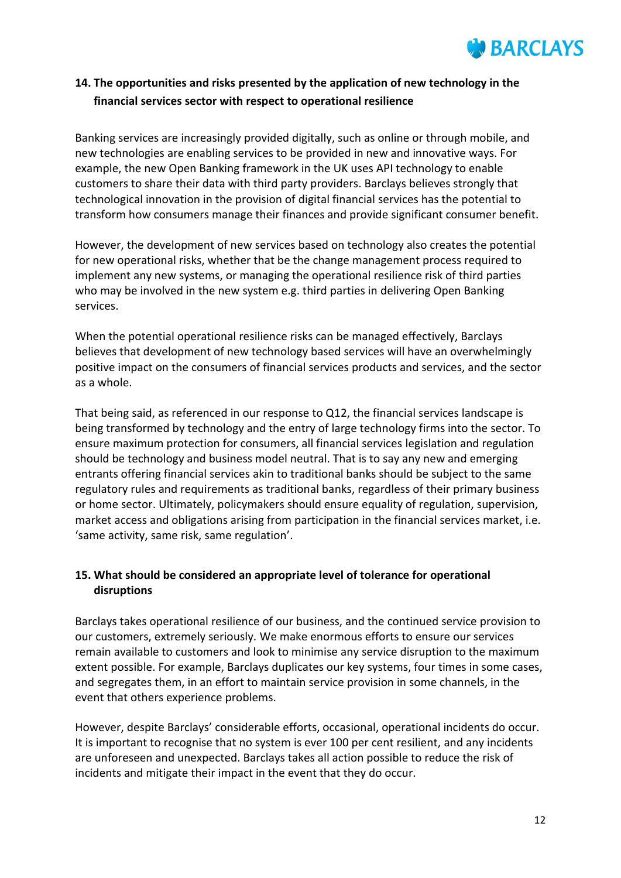### 14. The opportunities and risks presented by the application of new technology in the financial services sector with respect to operational resilience

Banking services are increasingly provided digitally, such as online or through mobile, and new technologies are enabling services to be provided in new and innovative ways. For example, the new Open Banking framework in the UK uses API technology to enable customers to share their data with third party providers. Barclays believes strongly that technological innovation in the provision of digital financial services has the potential to transform how consumers manage their finances and provide significant consumer benefit.

However, the development of new services based on technology also creates the potential for new operational risks, whether that be the change management process required to implement any new systems, or managing the operational resilience risk of third parties who may be involved in the new system e.g. third parties in delivering Open Banking services.

When the potential operational resilience risks can be managed effectively, Barclays believes that development of new technology based services will have an overwhelmingly positive impact on the consumers of financial services products and services, and the sector as a whole.

That being said, as referenced in our response to Q12, the financial services landscape is being transformed by technology and the entry of large technology firms into the sector. To ensure maximum protection for consumers, all financial services legislation and regulation should be technology and business model neutral. That is to say any new and emerging entrants offering financial services akin to traditional banks should be subject to the same regulatory rules and requirements as traditional banks, regardless of their primary business or home sector. Ultimately, policymakers should ensure equality of regulation, supervision, market access and obligations arising from participation in the financial services market, i.e. 'same activity, same risk, same regulation'.

### 15. What should be considered an appropriate level of tolerance for operational disruptions

Barclays takes operational resilience of our business, and the continued service provision to our customers, extremely seriously. We make enormous efforts to ensure our services remain available to customers and look to minimise any service disruption to the maximum extent possible. For example, Barclays duplicates our key systems, four times in some cases, and segregates them, in an effort to maintain service provision in some channels, in the event that others experience problems.

However, despite Barclays' considerable efforts, occasional, operational incidents do occur. It is important to recognise that no system is ever 100 per cent resilient, and any incidents are unforeseen and unexpected. Barclays takes all action possible to reduce the risk of incidents and mitigate their impact in the event that they do occur.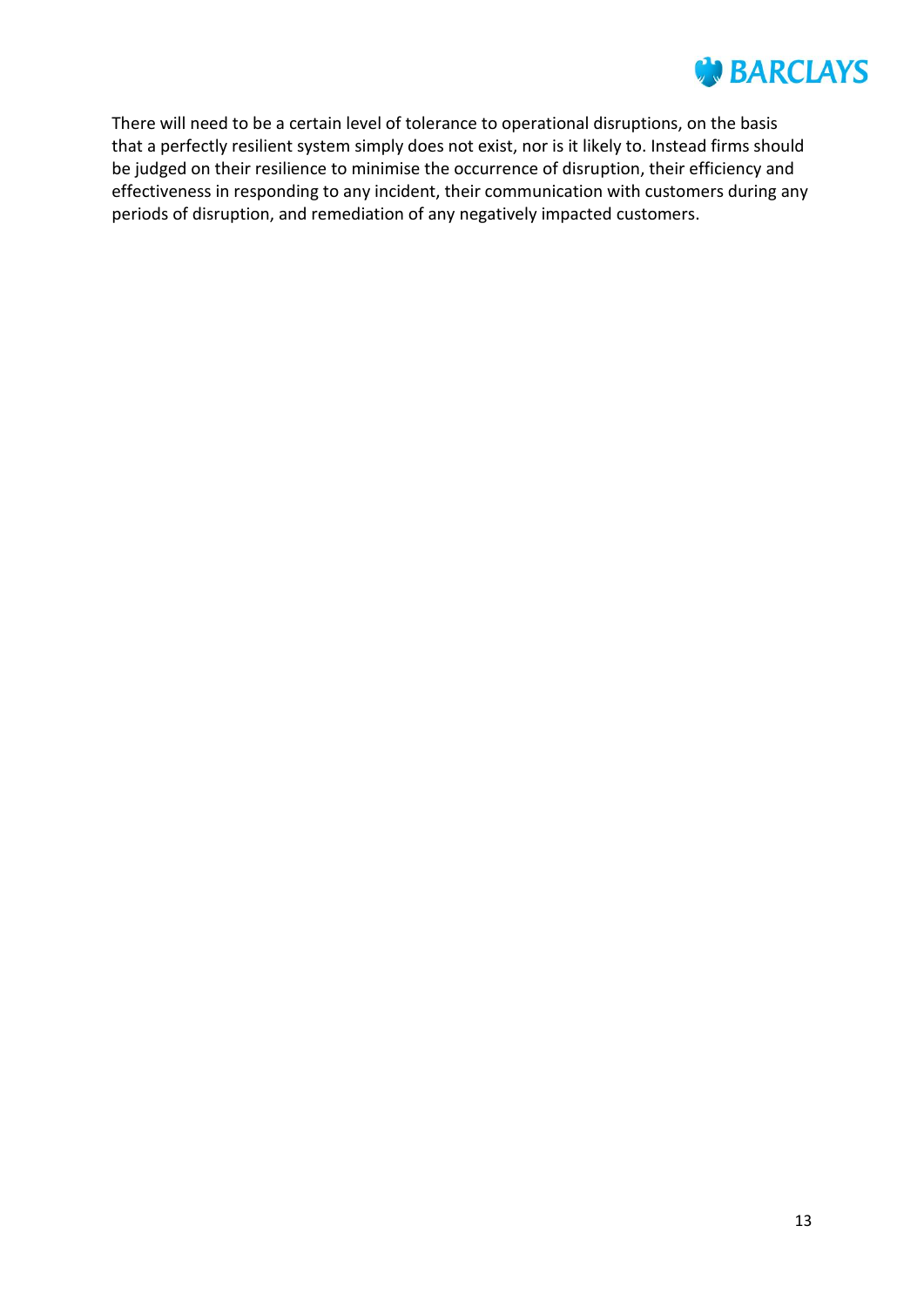There will need to be a certain level of tolerance to operational disruptions, on the basis that a perfectly resilient system simply does not exist, nor is it likely to. Instead firms should be judged on their resilience to minimise the occurrence of disruption, their efficiency and effectiveness in responding to any incident, their communication with customers during any periods of disruption, and remediation of any negatively impacted customers.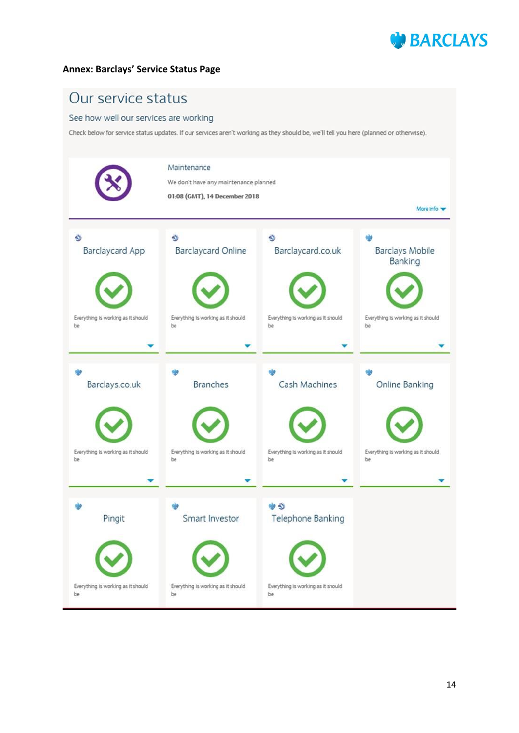**Annex: Barclays' Service Status Page**

# Our service status

## See how well our services are working

Check below for service status updates. If our services aren't working as they should be, we'll tell you here (planned or otherwise).

Maintenance

We don't have any maintenance planned

**01:08 (GMT), 14 December 2018**

More info

Barclaycard App

Everything is working as it should be

Barclaycard Online

Everything is working as it should be

Barclaycard.co.uk

Everything is working as it should be

Barclays Mobile Banking

Everything is working as it should be

Barclays.co.uk

Everything is working as it should be

Branches

Everything is working as it should be

Cash Machines

Everything is working as it should be

Online Banking

Everything is working as it should be

Pingit

Everything is working as it should be

Smart Investor

Everything is working as it should be

Telephone Banking

Everything is working as it should be